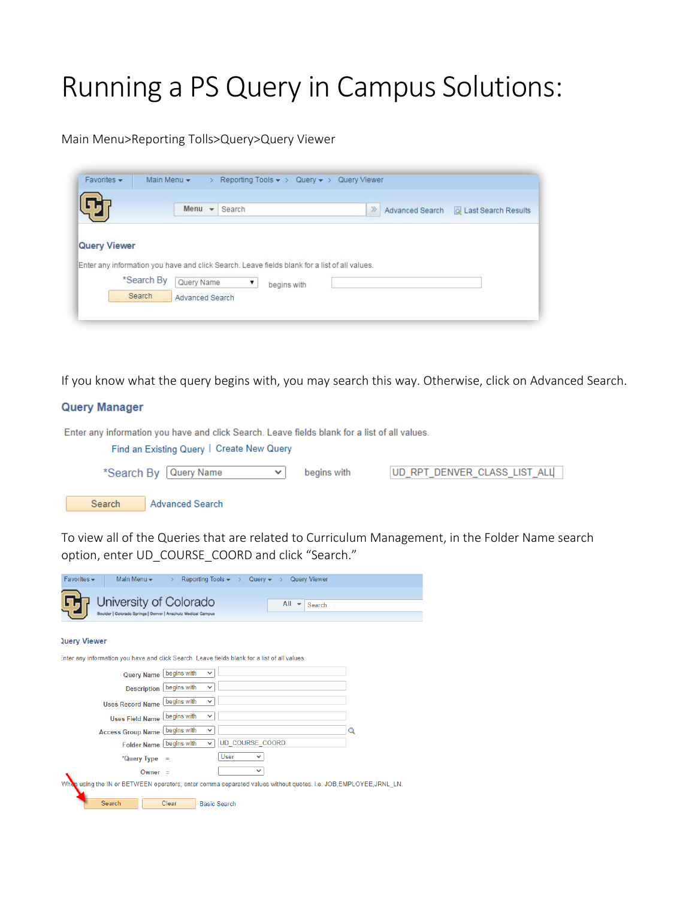# Running a PS Query in Campus Solutions:

Main Menu>Reporting Tolls>Query>Query Viewer

Favorites ▾ Main Menu ▾ > Reporting Tools ▾ > Query ▾ > Query Viewer

Menu ▾ Search » Advanced Search Last Search Results

**Query Viewer**

Enter any information you have and click Search. Leave fields blank for a list of all values.

*Search By Query Name ▾ begins with

Search Advanced Search

If you know what the query begins with, you may search this way. Otherwise, click on Advanced Search.

**Query Manager**

Enter any information you have and click Search. Leave fields blank for a list of all values.

Find an Existing Query | Create New Query

*Search By Query Name ▾ begins with UD_RPT_DENVER_CLASS_LIST_ALL

Search Advanced Search

To view all of the Queries that are related to Curriculum Management, in the Folder Name search option, enter UD_COURSE_COORD and click "Search."

Favorites ▾ Main Menu ▾ > Reporting Tools ▾ > Query ▾ > Query Viewer

University of Colorado
Boulder | Colorado Springs | Denver | Anschutz Medical Campus

All ▾ Search

**Query Viewer**

Enter any information you have and click Search. Leave fields blank for a list of all values.

| Field | Operator | Value |
|---|---|---|
| Query Name | begins with | |
| Description | begins with | |
| Uses Record Name | begins with | |
| Uses Field Name | begins with | |
| Access Group Name | begins with | |
| Folder Name | begins with | UD_COURSE_COORD |
| *Query Type | = | User |
| Owner | = | |

When using the IN or BETWEEN operators, enter comma separated values without quotes. i.e. JOB,EMPLOYEE,JRNL_LN.

Search Clear Basic Search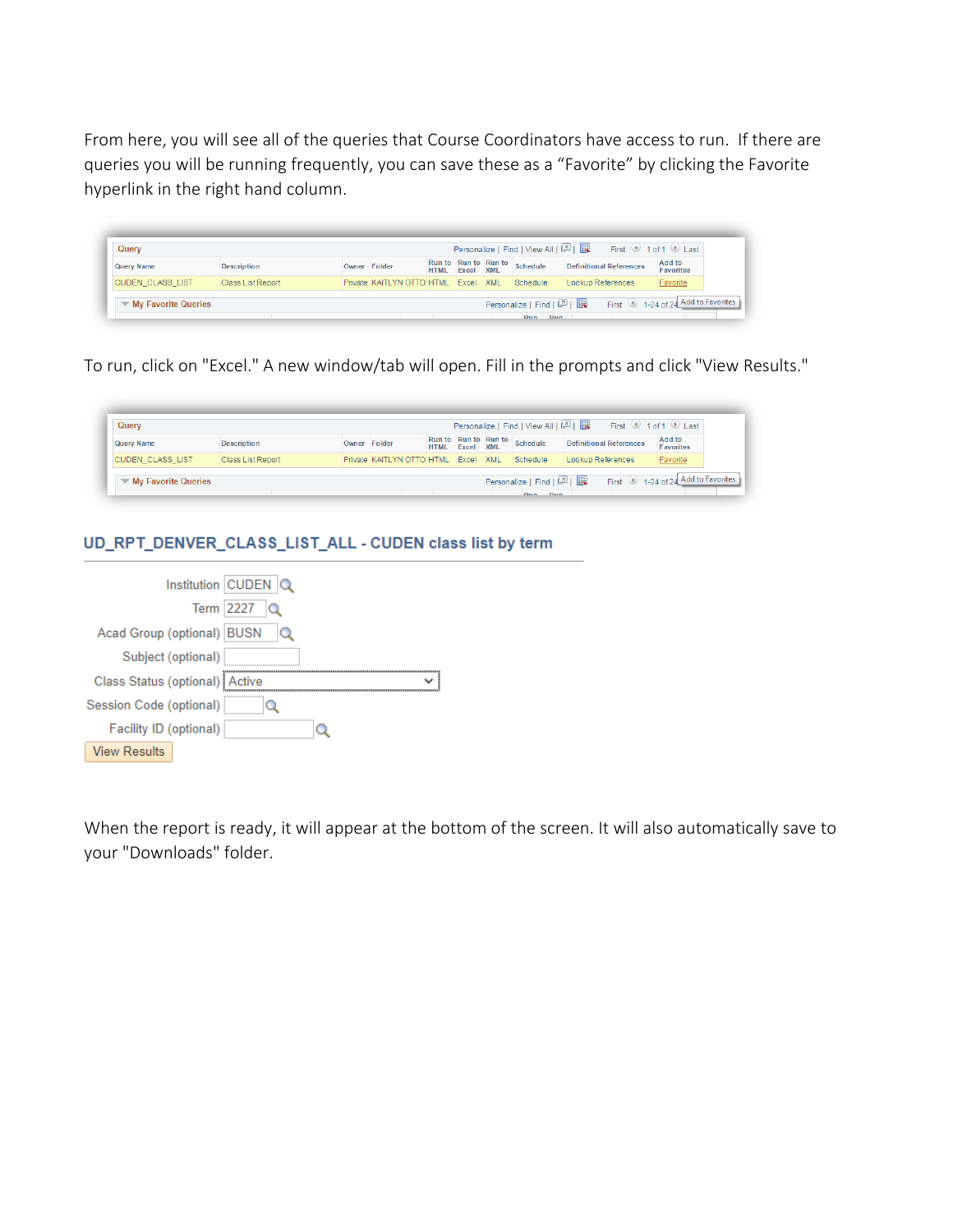From here, you will see all of the queries that Course Coordinators have access to run. If there are queries you will be running frequently, you can save these as a "Favorite" by clicking the Favorite hyperlink in the right hand column.

| Query Name | Description | Owner | Folder | Run to HTML | Run to Excel | Run to XML | Schedule | Definitional References | Add to Favorites |
|---|---|---|---|---|---|---|---|---|---|
| CUDEN_CLASS_LIST | Class List Report | Private | KAITLYN OTTO | HTML | Excel | XML | Schedule | Lookup References | Favorite |

To run, click on "Excel." A new window/tab will open. Fill in the prompts and click "View Results."

| Query Name | Description | Owner | Folder | Run to HTML | Run to Excel | Run to XML | Schedule | Definitional References | Add to Favorites |
|---|---|---|---|---|---|---|---|---|---|
| CUDEN_CLASS_LIST | Class List Report | Private | KAITLYN OTTO | HTML | Excel | XML | Schedule | Lookup References | Favorite |

## UD_RPT_DENVER_CLASS_LIST_ALL - CUDEN class list by term

| Field | Value |
|---|---|
| Institution | CUDEN |
| Term | 2227 |
| Acad Group (optional) | BUSN |
| Subject (optional) | |
| Class Status (optional) | Active |
| Session Code (optional) | |
| Facility ID (optional) | |

View Results

When the report is ready, it will appear at the bottom of the screen. It will also automatically save to your "Downloads" folder.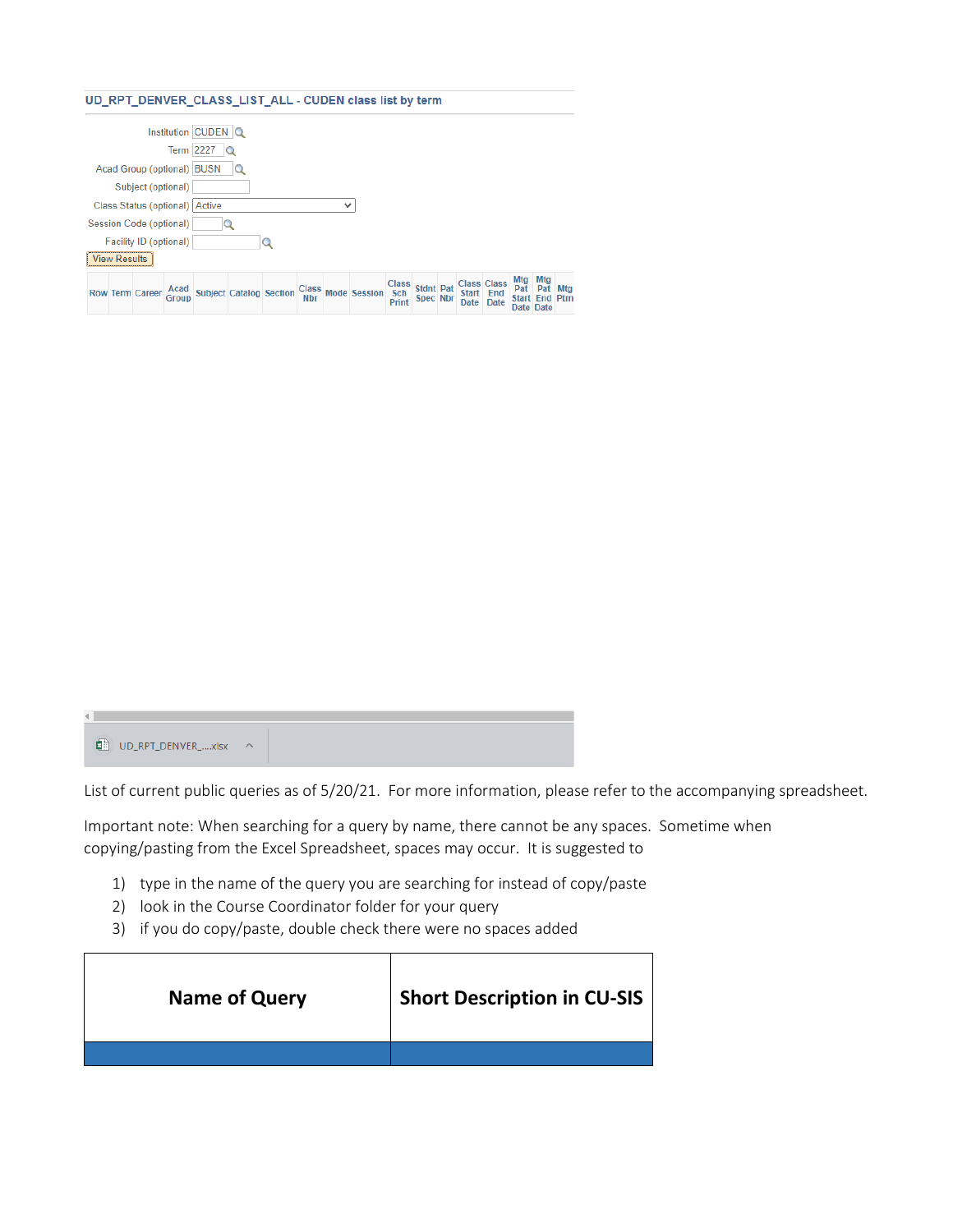UD_RPT_DENVER_CLASS_LIST_ALL - CUDEN class list by term

Institution CUDEN
Term 2227
Acad Group (optional) BUSN
Subject (optional)
Class Status (optional) Active
Session Code (optional)
Facility ID (optional)
View Results

| Row | Term | Career | Acad Group | Subject | Catalog | Section | Class Nbr | Mode | Session | Class Sch Print | Stdnt Spec | Pat Nbr | Class Start Date | Class End Date | Mtg Pat Start Date | Mtg Pat End Date | Mtg Ptrn |
|---|---|---|---|---|---|---|---|---|---|---|---|---|---|---|---|---|---|

UD_RPT_DENVER_....xlsx

List of current public queries as of 5/20/21. For more information, please refer to the accompanying spreadsheet.

Important note: When searching for a query by name, there cannot be any spaces. Sometime when copying/pasting from the Excel Spreadsheet, spaces may occur. It is suggested to

1) type in the name of the query you are searching for instead of copy/paste
2) look in the Course Coordinator folder for your query
3) if you do copy/paste, double check there were no spaces added

| Name of Query | Short Description in CU-SIS |
|---|---|
| | |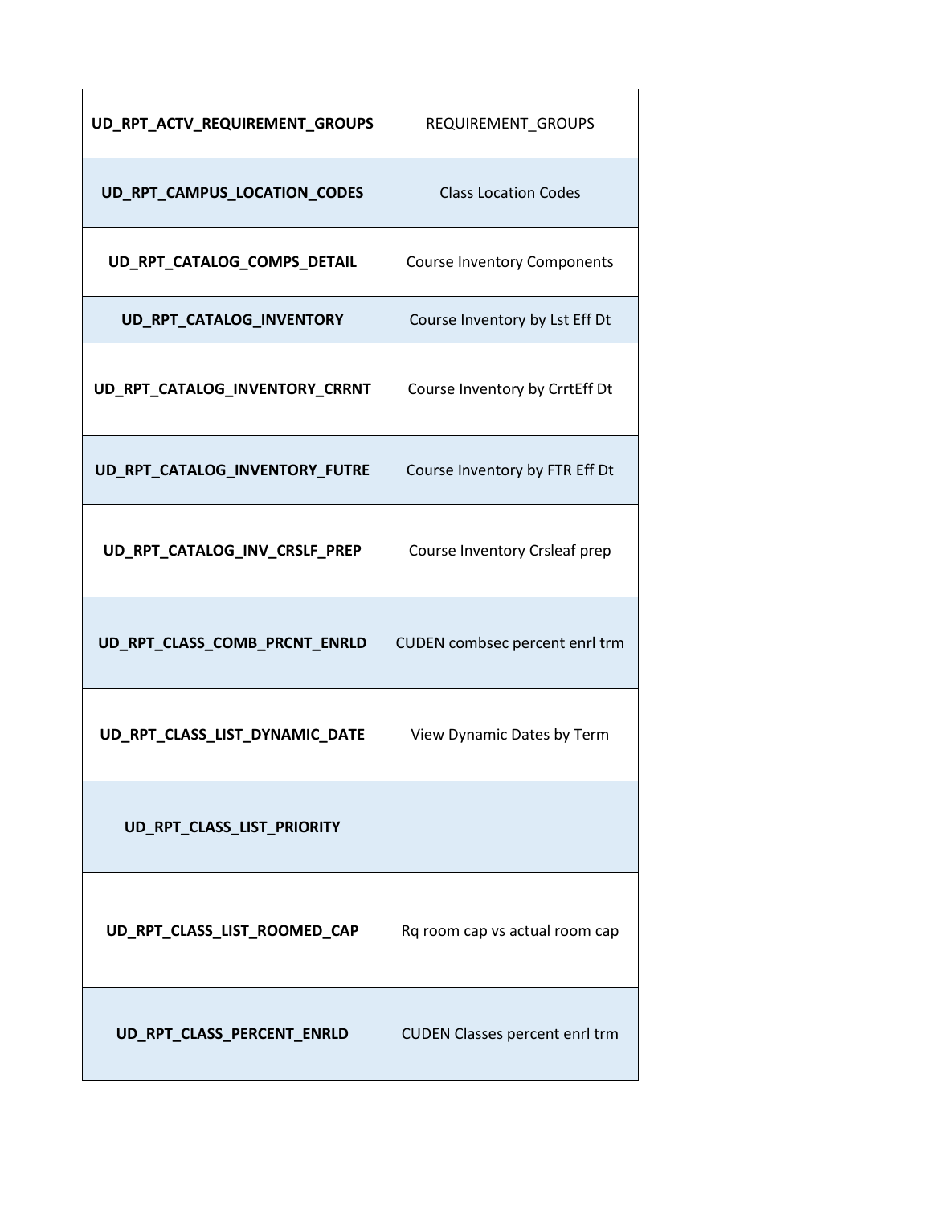| | |
|---|---|
| **UD_RPT_ACTV_REQUIREMENT_GROUPS** | REQUIREMENT_GROUPS |
| **UD_RPT_CAMPUS_LOCATION_CODES** | Class Location Codes |
| **UD_RPT_CATALOG_COMPS_DETAIL** | Course Inventory Components |
| **UD_RPT_CATALOG_INVENTORY** | Course Inventory by Lst Eff Dt |
| **UD_RPT_CATALOG_INVENTORY_CRRNT** | Course Inventory by CrrtEff Dt |
| **UD_RPT_CATALOG_INVENTORY_FUTRE** | Course Inventory by FTR Eff Dt |
| **UD_RPT_CATALOG_INV_CRSLF_PREP** | Course Inventory Crsleaf prep |
| **UD_RPT_CLASS_COMB_PRCNT_ENRLD** | CUDEN combsec percent enrl trm |
| **UD_RPT_CLASS_LIST_DYNAMIC_DATE** | View Dynamic Dates by Term |
| **UD_RPT_CLASS_LIST_PRIORITY** | |
| **UD_RPT_CLASS_LIST_ROOMED_CAP** | Rq room cap vs actual room cap |
| **UD_RPT_CLASS_PERCENT_ENRLD** | CUDEN Classes percent enrl trm |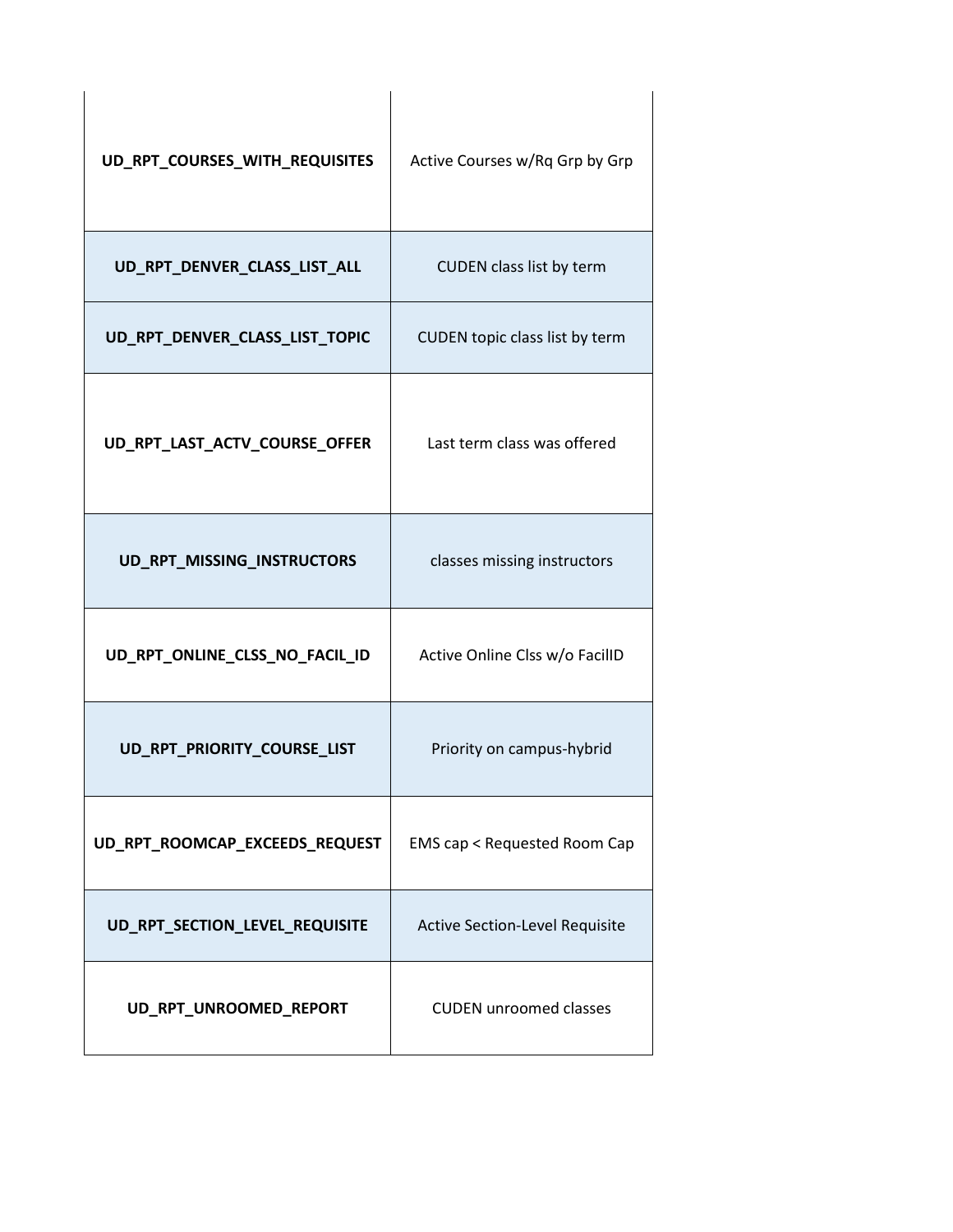| | |
|---|---|
| **UD_RPT_COURSES_WITH_REQUISITES** | Active Courses w/Rq Grp by Grp |
| **UD_RPT_DENVER_CLASS_LIST_ALL** | CUDEN class list by term |
| **UD_RPT_DENVER_CLASS_LIST_TOPIC** | CUDEN topic class list by term |
| **UD_RPT_LAST_ACTV_COURSE_OFFER** | Last term class was offered |
| **UD_RPT_MISSING_INSTRUCTORS** | classes missing instructors |
| **UD_RPT_ONLINE_CLSS_NO_FACIL_ID** | Active Online Clss w/o FacilID |
| **UD_RPT_PRIORITY_COURSE_LIST** | Priority on campus-hybrid |
| **UD_RPT_ROOMCAP_EXCEEDS_REQUEST** | EMS cap < Requested Room Cap |
| **UD_RPT_SECTION_LEVEL_REQUISITE** | Active Section-Level Requisite |
| **UD_RPT_UNROOMED_REPORT** | CUDEN unroomed classes |